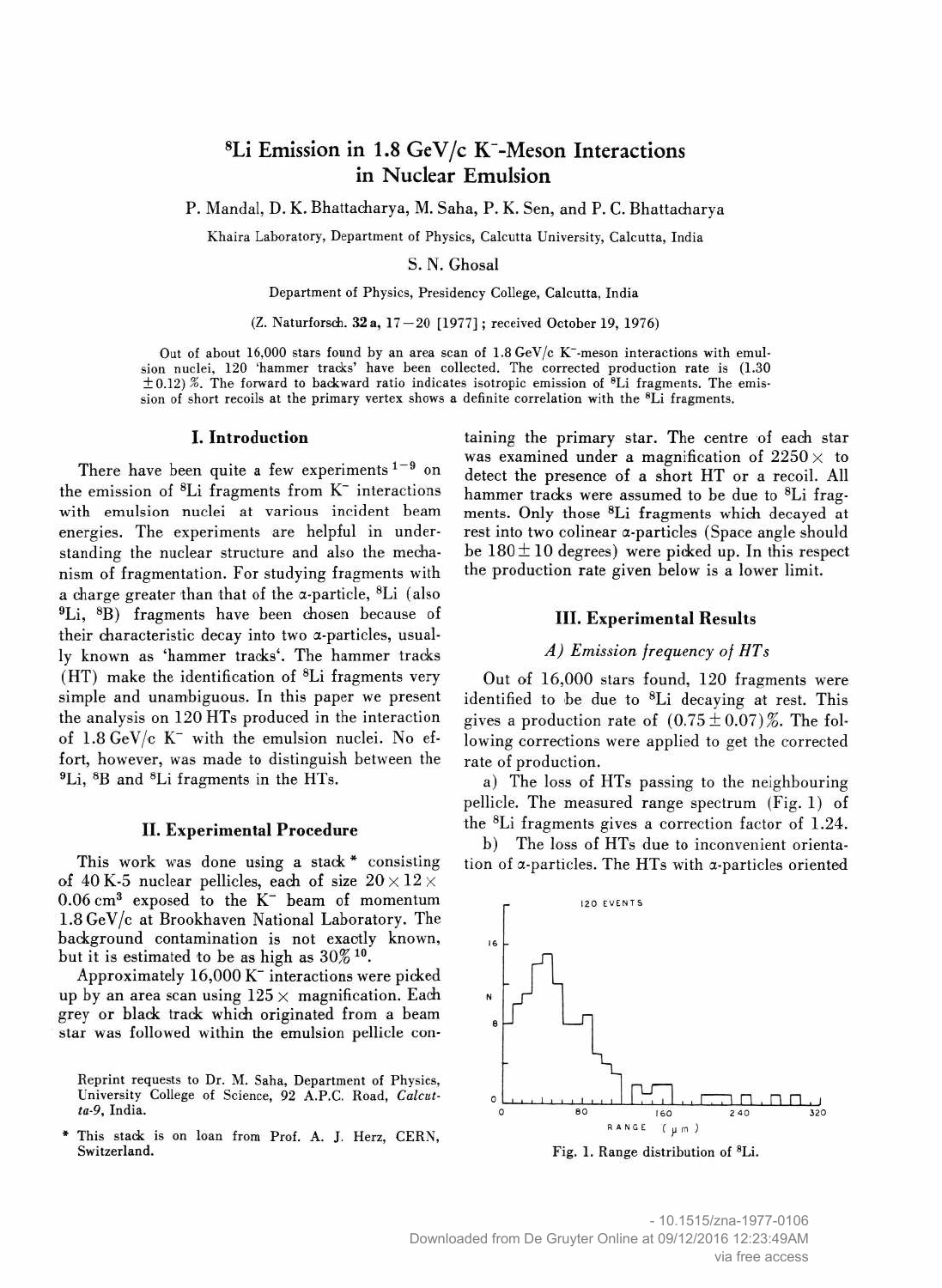# $^8$Li Emission in 1.8 GeV/c $K^-$-Meson Interactions in Nuclear Emulsion

P. Mandal, D. K. Bhattacharya, M. Saha, P. K. Sen, and P. C. Bhattacharya

Khaira Laboratory, Department of Physics, Calcutta University, Calcutta, India

S. N. Ghosal

Department of Physics, Presidency College, Calcutta, India

(Z. Naturforsch. **32 a**, 17–20 [1977]; received October 19, 1976)

Out of about 16,000 stars found by an area scan of 1.8 GeV/c $K^-$-meson interactions with emulsion nuclei, 120 'hammer tracks' have been collected. The corrected production rate is (1.30 ± 0.12) %. The forward to backward ratio indicates isotropic emission of $^8$Li fragments. The emission of short recoils at the primary vertex shows a definite correlation with the $^8$Li fragments.

## I. Introduction

There have been quite a few experiments [1–9] on the emission of $^8$Li fragments from $K^-$ interactions with emulsion nuclei at various incident beam energies. The experiments are helpful in understanding the nuclear structure and also the mechanism of fragmentation. For studying fragments with a charge greater than that of the α-particle, $^8$Li (also $^9$Li, $^8$B) fragments have been chosen because of their characteristic decay into two α-particles, usually known as 'hammer tracks'. The hammer tracks (HT) make the identification of $^8$Li fragments very simple and unambiguous. In this paper we present the analysis on 120 HTs produced in the interaction of 1.8 GeV/c $K^-$ with the emulsion nuclei. No effort, however, was made to distinguish between the $^9$Li, $^8$B and $^8$Li fragments in the HTs.

## II. Experimental Procedure

This work was done using a stack * consisting of 40 K-5 nuclear pellicles, each of size $20 \times 12 \times 0.06$ cm$^3$ exposed to the $K^-$ beam of momentum 1.8 GeV/c at Brookhaven National Laboratory. The background contamination is not exactly known, but it is estimated to be as high as 30% [10].

Approximately 16,000 $K^-$ interactions were picked up by an area scan using 125 × magnification. Each grey or black track which originated from a beam star was followed within the emulsion pellicle containing the primary star. The centre of each star was examined under a magnification of 2250 × to detect the presence of a short HT or a recoil. All hammer tracks were assumed to be due to $^8$Li fragments. Only those $^8$Li fragments which decayed at rest into two colinear α-particles (Space angle should be 180 ± 10 degrees) were picked up. In this respect the production rate given below is a lower limit.

## III. Experimental Results

### *A) Emission frequency of HTs*

Out of 16,000 stars found, 120 fragments were identified to be due to $^8$Li decaying at rest. This gives a production rate of (0.75 ± 0.07)%. The following corrections were applied to get the corrected rate of production.

a) The loss of HTs passing to the neighbouring pellicle. The measured range spectrum (Fig. 1) of the $^8$Li fragments gives a correction factor of 1.24.

b) The loss of HTs due to inconvenient orientation of α-particles. The HTs with α-particles oriented

Fig. 1. Range distribution of $^8$Li.

Reprint requests to Dr. M. Saha, Department of Physics, University College of Science, 92 A.P.C. Road, *Calcutta-9*, India.

\* This stack is on loan from Prof. A. J. Herz, CERN, Switzerland.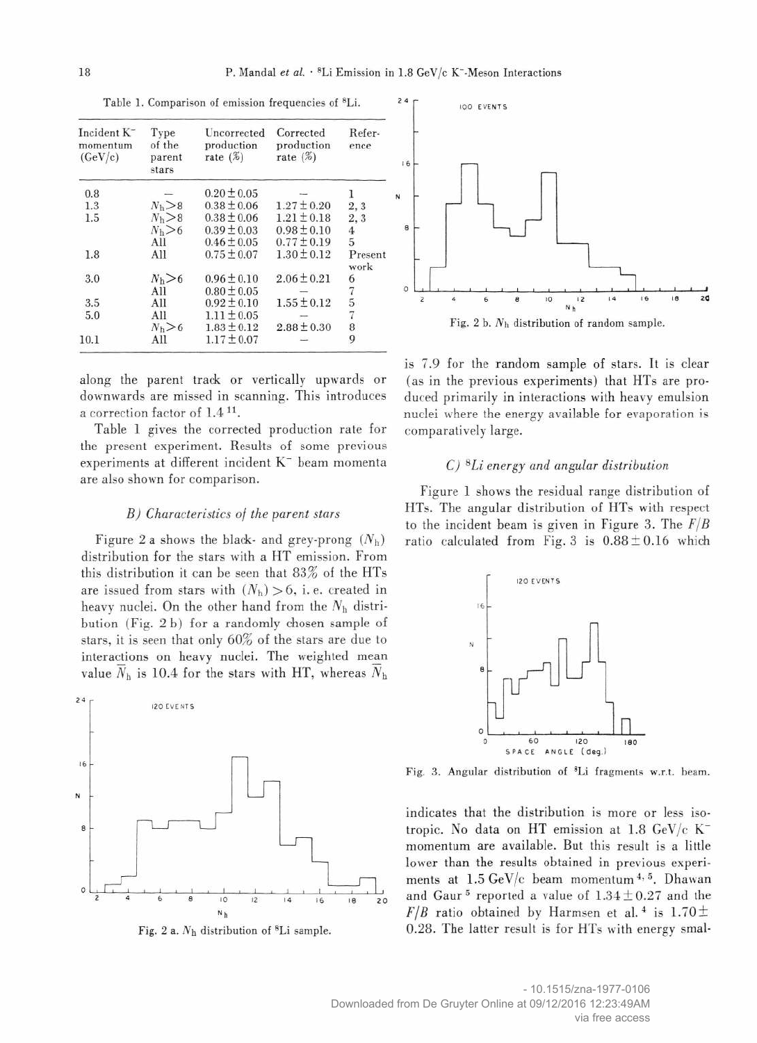Table 1. Comparison of emission frequencies of $^8$Li.

| Incident K$^-$ momentum (GeV/c) | Type of the parent stars | Uncorrected production rate (%) | Corrected production rate (%) | Reference |
|---|---|---|---|---|
| 0.8 | — | $0.20 \pm 0.05$ | — | 1 |
| 1.3 | $N_h > 8$ | $0.38 \pm 0.06$ | $1.27 \pm 0.20$ | 2, 3 |
| 1.5 | $N_h > 8$ | $0.38 \pm 0.06$ | $1.21 \pm 0.18$ | 2, 3 |
| | $N_h > 6$ | $0.39 \pm 0.03$ | $0.98 \pm 0.10$ | 4 |
| | All | $0.46 \pm 0.05$ | $0.77 \pm 0.19$ | 5 |
| 1.8 | All | $0.75 \pm 0.07$ | $1.30 \pm 0.12$ | Present work |
| 3.0 | $N_h > 6$ | $0.96 \pm 0.10$ | $2.06 \pm 0.21$ | 6 |
| | All | $0.80 \pm 0.05$ | — | 7 |
| 3.5 | All | $0.92 \pm 0.10$ | $1.55 \pm 0.12$ | 5 |
| 5.0 | All | $1.11 \pm 0.05$ | — | 7 |
| | $N_h > 6$ | $1.83 \pm 0.12$ | $2.88 \pm 0.30$ | 8 |
| 10.1 | All | $1.17 \pm 0.07$ | — | 9 |

along the parent track or vertically upwards or downwards are missed in scanning. This introduces a correction factor of 1.4 [11].

Table 1 gives the corrected production rate for the present experiment. Results of some previous experiments at different incident K$^-$ beam momenta are also shown for comparison.

### B) Characteristics of the parent stars

Figure 2 a shows the black- and grey-prong ($N_h$) distribution for the stars with a HT emission. From this distribution it can be seen that 83% of the HTs are issued from stars with ($N_h$) > 6, i.e. created in heavy nuclei. On the other hand from the $N_h$ distribution (Fig. 2 b) for a randomly chosen sample of stars, it is seen that only 60% of the stars are due to interactions on heavy nuclei. The weighted mean value $\bar{N}_h$ is 10.4 for the stars with HT, whereas $\bar{N}_h$ is 7.9 for the random sample of stars. It is clear (as in the previous experiments) that HTs are produced primarily in interactions with heavy emulsion nuclei where the energy available for evaporation is comparatively large.

Fig. 2 a. $N_h$ distribution of $^8$Li sample.

Fig. 2 b. $N_h$ distribution of random sample.

### C) $^8$Li energy and angular distribution

Figure 1 shows the residual range distribution of HTs. The angular distribution of HTs with respect to the incident beam is given in Figure 3. The $F/B$ ratio calculated from Fig. 3 is $0.88 \pm 0.16$ which indicates that the distribution is more or less isotropic. No data on HT emission at 1.8 GeV/c K$^-$ momentum are available. But this result is a little lower than the results obtained in previous experiments at 1.5 GeV/c beam momentum [4, 5]. Dhawan and Gaur [5] reported a value of $1.34 \pm 0.27$ and the $F/B$ ratio obtained by Harmsen et al. [4] is $1.70 \pm 0.28$. The latter result is for HTs with energy smal-

Fig. 3. Angular distribution of $^8$Li fragments w.r.t. beam.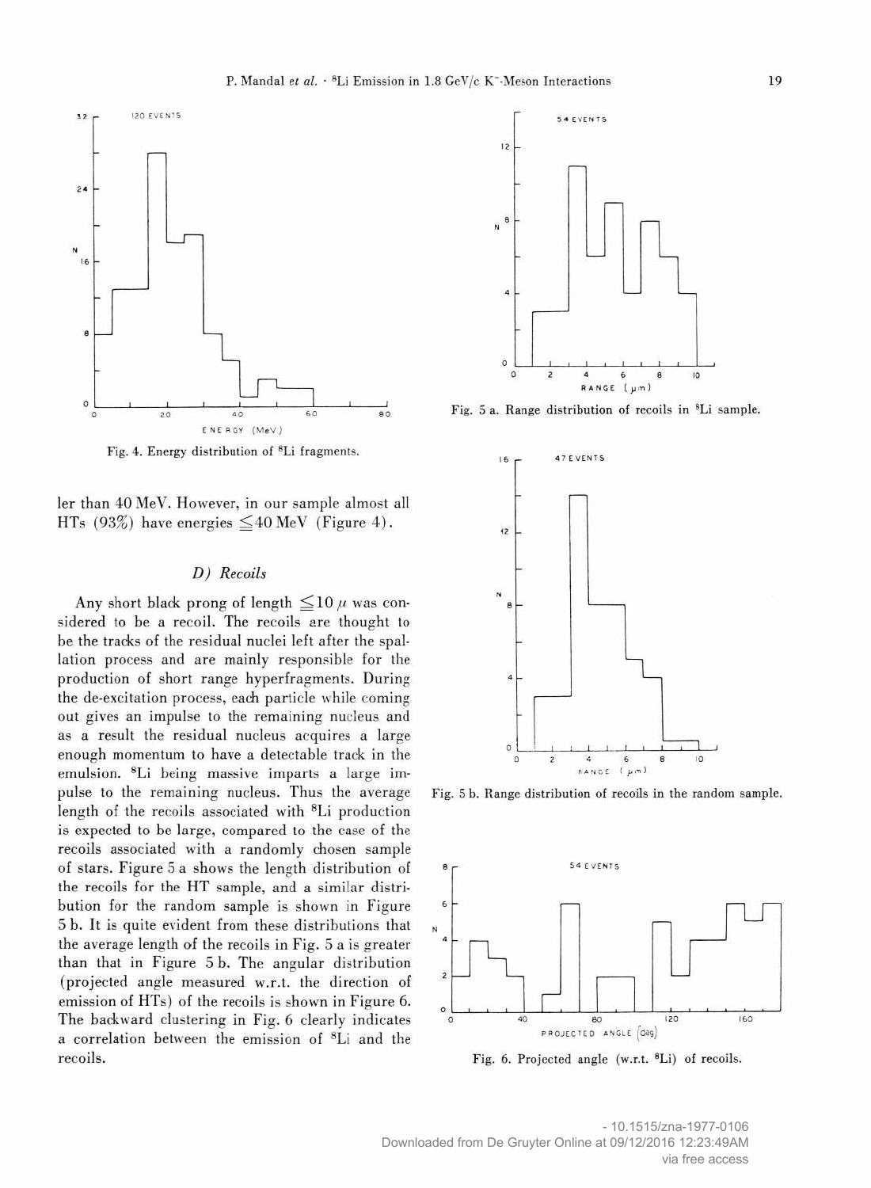Fig. 4. Energy distribution of $^{8}$Li fragments.

ler than 40 MeV. However, in our sample almost all HTs (93%) have energies $\leq 40$ MeV (Figure 4).

### D) Recoils

Any short black prong of length $\leq 10\ \mu$ was considered to be a recoil. The recoils are thought to be the tracks of the residual nuclei left after the spallation process and are mainly responsible for the production of short range hyperfragments. During the de-excitation process, each particle while coming out gives an impulse to the remaining nucleus and as a result the residual nucleus acquires a large enough momentum to have a detectable track in the emulsion. $^{8}$Li being massive imparts a large impulse to the remaining nucleus. Thus the average length of the recoils associated with $^{8}$Li production is expected to be large, compared to the case of the recoils associated with a randomly chosen sample of stars. Figure 5 a shows the length distribution of the recoils for the HT sample, and a similar distribution for the random sample is shown in Figure 5 b. It is quite evident from these distributions that the average length of the recoils in Fig. 5 a is greater than that in Figure 5 b. The angular distribution (projected angle measured w.r.t. the direction of emission of HTs) of the recoils is shown in Figure 6. The backward clustering in Fig. 6 clearly indicates a correlation between the emission of $^{8}$Li and the recoils.

Fig. 5 a. Range distribution of recoils in $^{8}$Li sample.

Fig. 5 b. Range distribution of recoils in the random sample.

Fig. 6. Projected angle (w.r.t. $^{8}$Li) of recoils.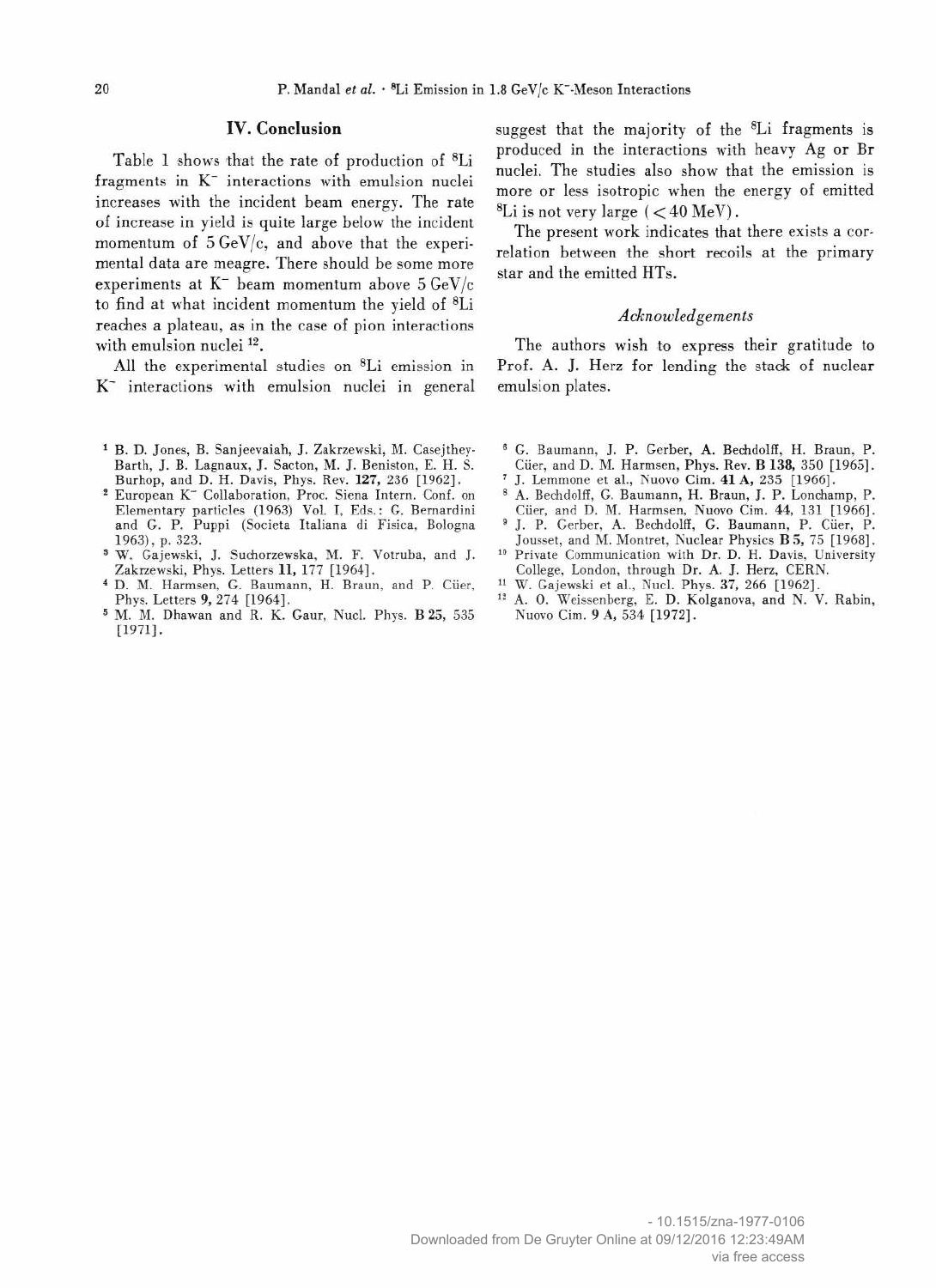## IV. Conclusion

Table 1 shows that the rate of production of $^8$Li fragments in $K^-$ interactions with emulsion nuclei increases with the incident beam energy. The rate of increase in yield is quite large below the incident momentum of 5 GeV/c, and above that the experimental data are meagre. There should be some more experiments at $K^-$ beam momentum above 5 GeV/c to find at what incident momentum the yield of $^8$Li reaches a plateau, as in the case of pion interactions with emulsion nuclei [12].

All the experimental studies on $^8$Li emission in $K^-$ interactions with emulsion nuclei in general suggest that the majority of the $^8$Li fragments is produced in the interactions with heavy Ag or Br nuclei. The studies also show that the emission is more or less isotropic when the energy of emitted $^8$Li is not very large ($<40$ MeV).

The present work indicates that there exists a correlation between the short recoils at the primary star and the emitted HTs.

### *Acknowledgements*

The authors wish to express their gratitude to Prof. A. J. Herz for lending the stack of nuclear emulsion plates.

[1] B. D. Jones, B. Sanjeevaiah, J. Zakrzewski, M. Casejthey-Barth, J. B. Lagnaux, J. Sacton, M. J. Beniston, E. H. S. Burhop, and D. H. Davis, Phys. Rev. **127,** 236 [1962].

[2] European $K^-$ Collaboration, Proc. Siena Intern. Conf. on Elementary particles (1963) Vol. I, Eds.: G. Bernardini and G. P. Puppi (Societa Italiana di Fisica, Bologna 1963), p. 323.

[3] W. Gajewski, J. Suchorzewska, M. F. Votruba, and J. Zakrzewski, Phys. Letters **11,** 177 [1964].

[4] D. M. Harmsen, G. Baumann, H. Braun, and P. Cüer, Phys. Letters **9,** 274 [1964].

[5] M. M. Dhawan and R. K. Gaur, Nucl. Phys. **B 25,** 535 [1971].

[6] G. Baumann, J. P. Gerber, A. Bechdolff, H. Braun, P. Cüer, and D. M. Harmsen, Phys. Rev. **B 138,** 350 [1965].

[7] J. Lemmone et al., Nuovo Cim. **41 A,** 235 [1966].

[8] A. Bechdolff, G. Baumann, H. Braun, J. P. Lonchamp, P. Cüer, and D. M. Harmsen, Nuovo Cim. **44,** 131 [1966].

[9] J. P. Gerber, A. Bechdolff, G. Baumann, P. Cüer, P. Jousset, and M. Montret, Nuclear Physics **B 5,** 75 [1968].

[10] Private Communication with Dr. D. H. Davis, University College, London, through Dr. A. J. Herz, CERN.

[11] W. Gajewski et al., Nucl. Phys. **37,** 266 [1962].

[12] A. O. Weissenberg, E. D. Kolganova, and N. V. Rabin, Nuovo Cim. **9 A,** 534 [1972].